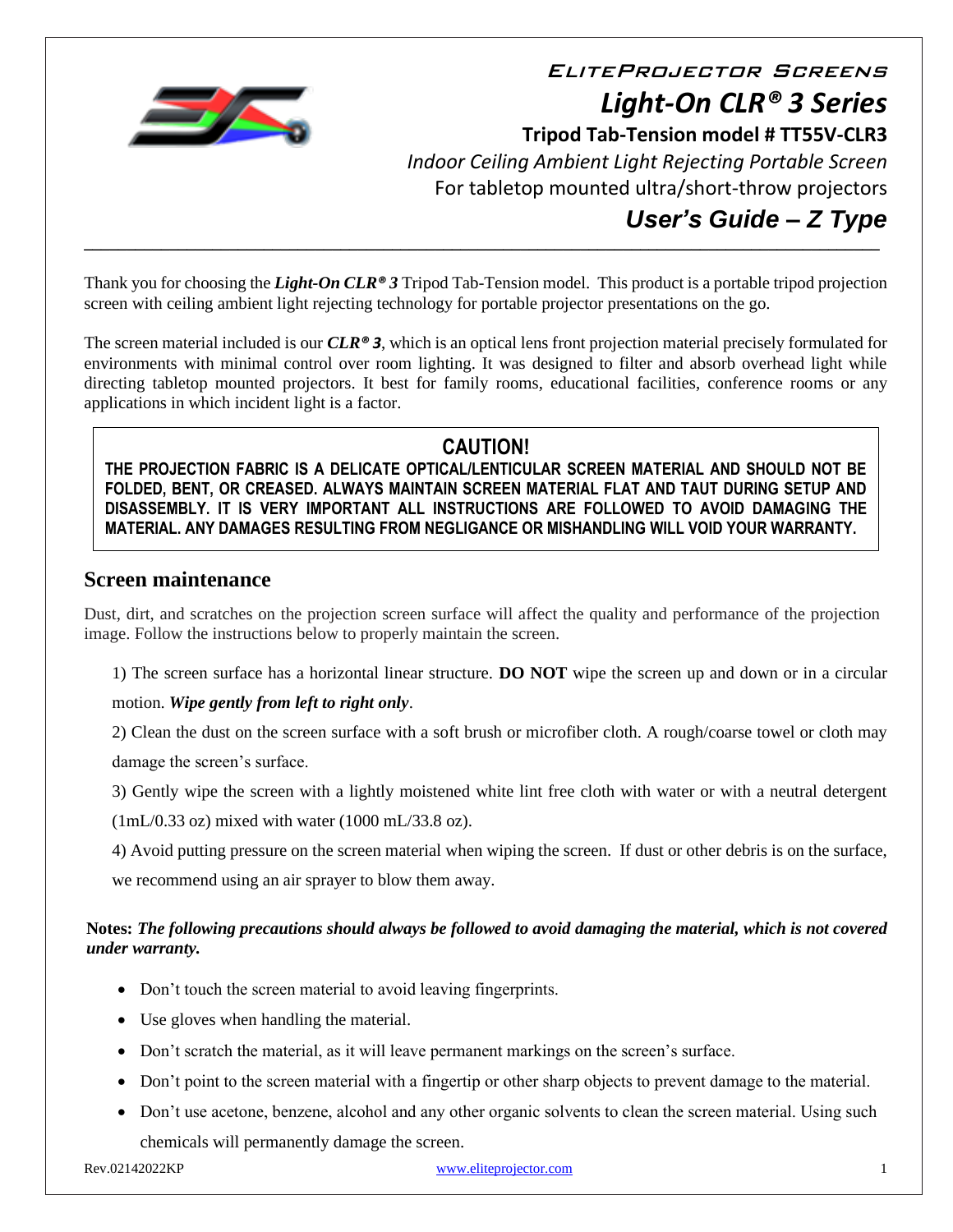ELITEPROJECTOR SCREENS

# *Light-On CLR® 3 Series*

**Tripod Tab-Tension model # TT55V-CLR3**

*Indoor Ceiling Ambient Light Rejecting Portable Screen*

For tabletop mounted ultra/short-throw projectors

## *User's Guide – Z Type*

---

Thank you for choosing the ***Light-On CLR® 3*** Tripod Tab-Tension model. This product is a portable tripod projection screen with ceiling ambient light rejecting technology for portable projector presentations on the go.

The screen material included is our ***CLR® 3***, which is an optical lens front projection material precisely formulated for environments with minimal control over room lighting. It was designed to filter and absorb overhead light while directing tabletop mounted projectors. It best for family rooms, educational facilities, conference rooms or any applications in which incident light is a factor.

> **CAUTION!**
>
> **THE PROJECTION FABRIC IS A DELICATE OPTICAL/LENTICULAR SCREEN MATERIAL AND SHOULD NOT BE FOLDED, BENT, OR CREASED. ALWAYS MAINTAIN SCREEN MATERIAL FLAT AND TAUT DURING SETUP AND DISASSEMBLY. IT IS VERY IMPORTANT ALL INSTRUCTIONS ARE FOLLOWED TO AVOID DAMAGING THE MATERIAL. ANY DAMAGES RESULTING FROM NEGLIGENCE OR MISHANDLING WILL VOID YOUR WARRANTY.**

## Screen maintenance

Dust, dirt, and scratches on the projection screen surface will affect the quality and performance of the projection image. Follow the instructions below to properly maintain the screen.

1) The screen surface has a horizontal linear structure. **DO NOT** wipe the screen up and down or in a circular motion. ***Wipe gently from left to right only***.

2) Clean the dust on the screen surface with a soft brush or microfiber cloth. A rough/coarse towel or cloth may damage the screen's surface.

3) Gently wipe the screen with a lightly moistened white lint free cloth with water or with a neutral detergent (1mL/0.33 oz) mixed with water (1000 mL/33.8 oz).

4) Avoid putting pressure on the screen material when wiping the screen. If dust or other debris is on the surface, we recommend using an air sprayer to blow them away.

**Notes: *The following precautions should always be followed to avoid damaging the material, which is not covered under warranty.***

- Don't touch the screen material to avoid leaving fingerprints.
- Use gloves when handling the material.
- Don't scratch the material, as it will leave permanent markings on the screen's surface.
- Don't point to the screen material with a fingertip or other sharp objects to prevent damage to the material.
- Don't use acetone, benzene, alcohol and any other organic solvents to clean the screen material. Using such chemicals will permanently damage the screen.

Rev.02142022KP www.eliteprojector.com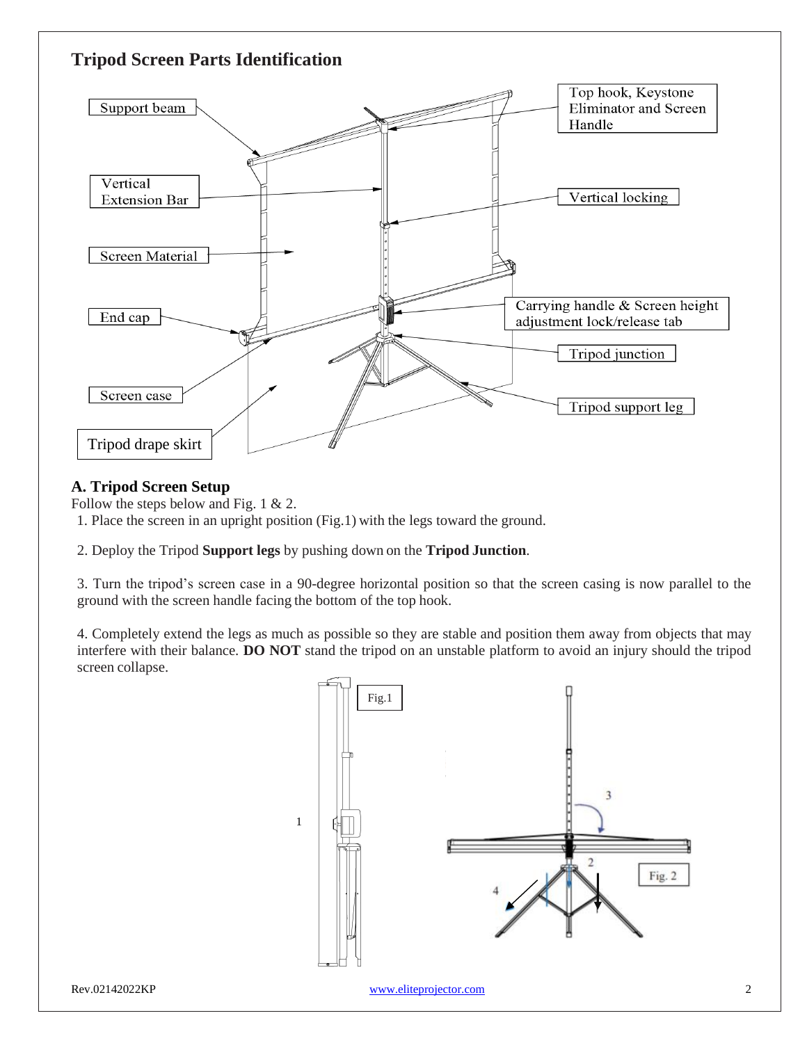## Tripod Screen Parts Identification

Support beam

Top hook, Keystone Eliminator and Screen Handle

Vertical Extension Bar

Vertical locking

Screen Material

Carrying handle & Screen height adjustment lock/release tab

End cap

Tripod junction

Screen case

Tripod support leg

Tripod drape skirt

### A. Tripod Screen Setup

Follow the steps below and Fig. 1 & 2.

1. Place the screen in an upright position (Fig.1) with the legs toward the ground.

2. Deploy the Tripod **Support legs** by pushing down on the **Tripod Junction**.

3. Turn the tripod's screen case in a 90-degree horizontal position so that the screen casing is now parallel to the ground with the screen handle facing the bottom of the top hook.

4. Completely extend the legs as much as possible so they are stable and position them away from objects that may interfere with their balance. **DO NOT** stand the tripod on an unstable platform to avoid an injury should the tripod screen collapse.

Fig.1

Fig. 2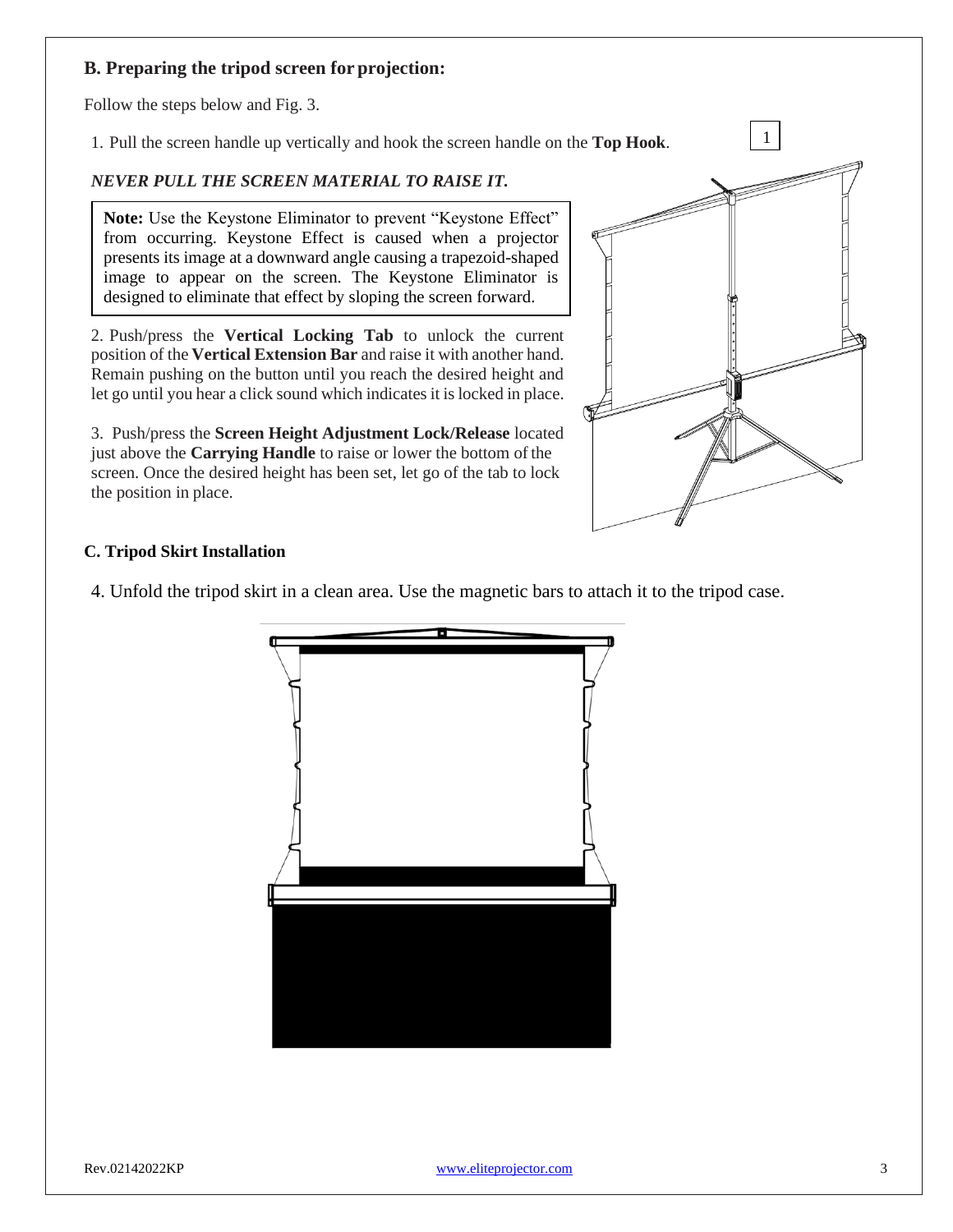## B. Preparing the tripod screen for projection:

Follow the steps below and Fig. 3.

1. Pull the screen handle up vertically and hook the screen handle on the **Top Hook**.

1

***NEVER PULL THE SCREEN MATERIAL TO RAISE IT.***

> **Note:** Use the Keystone Eliminator to prevent "Keystone Effect" from occurring. Keystone Effect is caused when a projector presents its image at a downward angle causing a trapezoid-shaped image to appear on the screen. The Keystone Eliminator is designed to eliminate that effect by sloping the screen forward.

2. Push/press the **Vertical Locking Tab** to unlock the current position of the **Vertical Extension Bar** and raise it with another hand. Remain pushing on the button until you reach the desired height and let go until you hear a click sound which indicates it is locked in place.

3. Push/press the **Screen Height Adjustment Lock/Release** located just above the **Carrying Handle** to raise or lower the bottom of the screen. Once the desired height has been set, let go of the tab to lock the position in place.

## C. Tripod Skirt Installation

4. Unfold the tripod skirt in a clean area. Use the magnetic bars to attach it to the tripod case.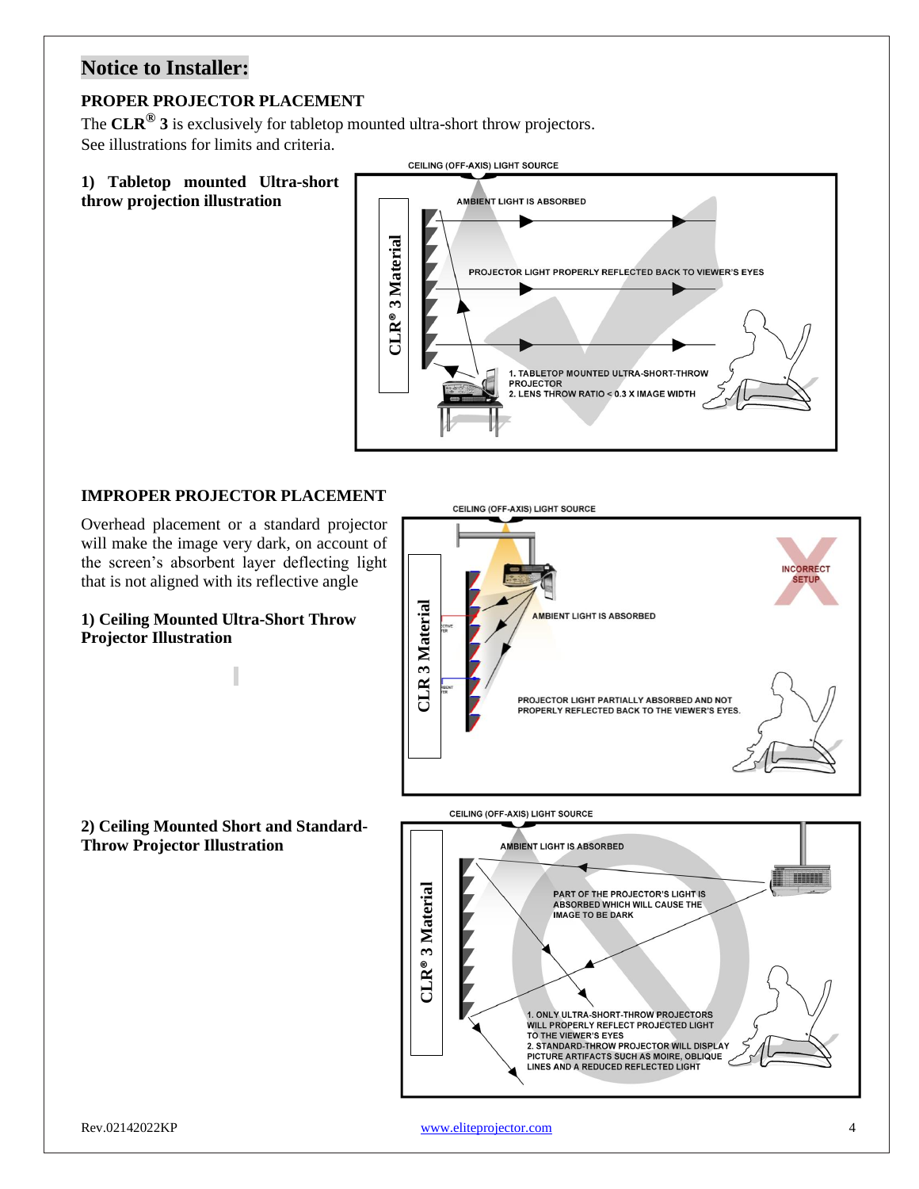## Notice to Installer:

### PROPER PROJECTOR PLACEMENT

The **CLR® 3** is exclusively for tabletop mounted ultra-short throw projectors.
See illustrations for limits and criteria.

**1) Tabletop mounted Ultra-short throw projection illustration**

CEILING (OFF-AXIS) LIGHT SOURCE

AMBIENT LIGHT IS ABSORBED

PROJECTOR LIGHT PROPERLY REFLECTED BACK TO VIEWER'S EYES

CLR® 3 Material

1. TABLETOP MOUNTED ULTRA-SHORT-THROW PROJECTOR
2. LENS THROW RATIO < 0.3 X IMAGE WIDTH

### IMPROPER PROJECTOR PLACEMENT

Overhead placement or a standard projector will make the image very dark, on account of the screen's absorbent layer deflecting light that is not aligned with its reflective angle

**1) Ceiling Mounted Ultra-Short Throw Projector Illustration**

CEILING (OFF-AXIS) LIGHT SOURCE

CLR 3 Material

AMBIENT LIGHT IS ABSORBED

INCORRECT SETUP

PROJECTOR LIGHT PARTIALLY ABSORBED AND NOT PROPERLY REFLECTED BACK TO THE VIEWER'S EYES.

**2) Ceiling Mounted Short and Standard-Throw Projector Illustration**

CEILING (OFF-AXIS) LIGHT SOURCE

AMBIENT LIGHT IS ABSORBED

CLR® 3 Material

PART OF THE PROJECTOR'S LIGHT IS ABSORBED WHICH WILL CAUSE THE IMAGE TO BE DARK

1. ONLY ULTRA-SHORT-THROW PROJECTORS WILL PROPERLY REFLECT PROJECTED LIGHT TO THE VIEWER'S EYES
2. STANDARD-THROW PROJECTOR WILL DISPLAY PICTURE ARTIFACTS SUCH AS MOIRE, OBLIQUE LINES AND A REDUCED REFLECTED LIGHT

Rev.02142022KP

www.eliteprojector.com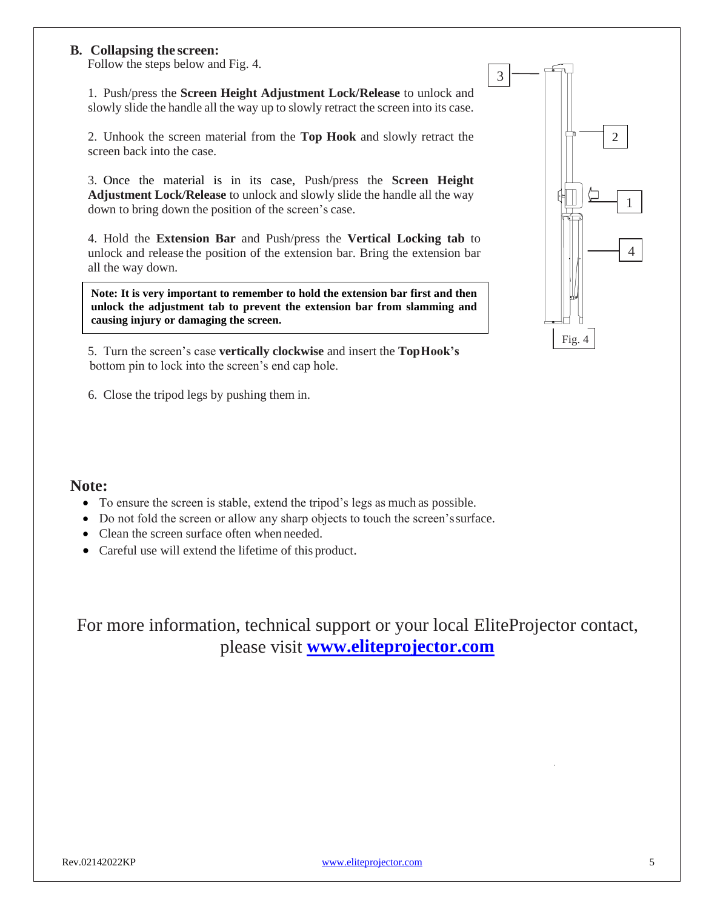## B. Collapsing the screen:

Follow the steps below and Fig. 4.

1. Push/press the **Screen Height Adjustment Lock/Release** to unlock and slowly slide the handle all the way up to slowly retract the screen into its case.

2. Unhook the screen material from the **Top Hook** and slowly retract the screen back into the case.

3. Once the material is in its case, Push/press the **Screen Height Adjustment Lock/Release** to unlock and slowly slide the handle all the way down to bring down the position of the screen's case.

4. Hold the **Extension Bar** and Push/press the **Vertical Locking tab** to unlock and release the position of the extension bar. Bring the extension bar all the way down.

> **Note: It is very important to remember to hold the extension bar first and then unlock the adjustment tab to prevent the extension bar from slamming and causing injury or damaging the screen.**

5. Turn the screen's case **vertically clockwise** and insert the **Top Hook's** bottom pin to lock into the screen's end cap hole.

6. Close the tripod legs by pushing them in.

3

2

1

4

Fig. 4

## Note:

- To ensure the screen is stable, extend the tripod's legs as much as possible.
- Do not fold the screen or allow any sharp objects to touch the screen's surface.
- Clean the screen surface often when needed.
- Careful use will extend the lifetime of this product.

For more information, technical support or your local EliteProjector contact, please visit **[www.eliteprojector.com](http://www.eliteprojector.com)**

Rev.02142022KP